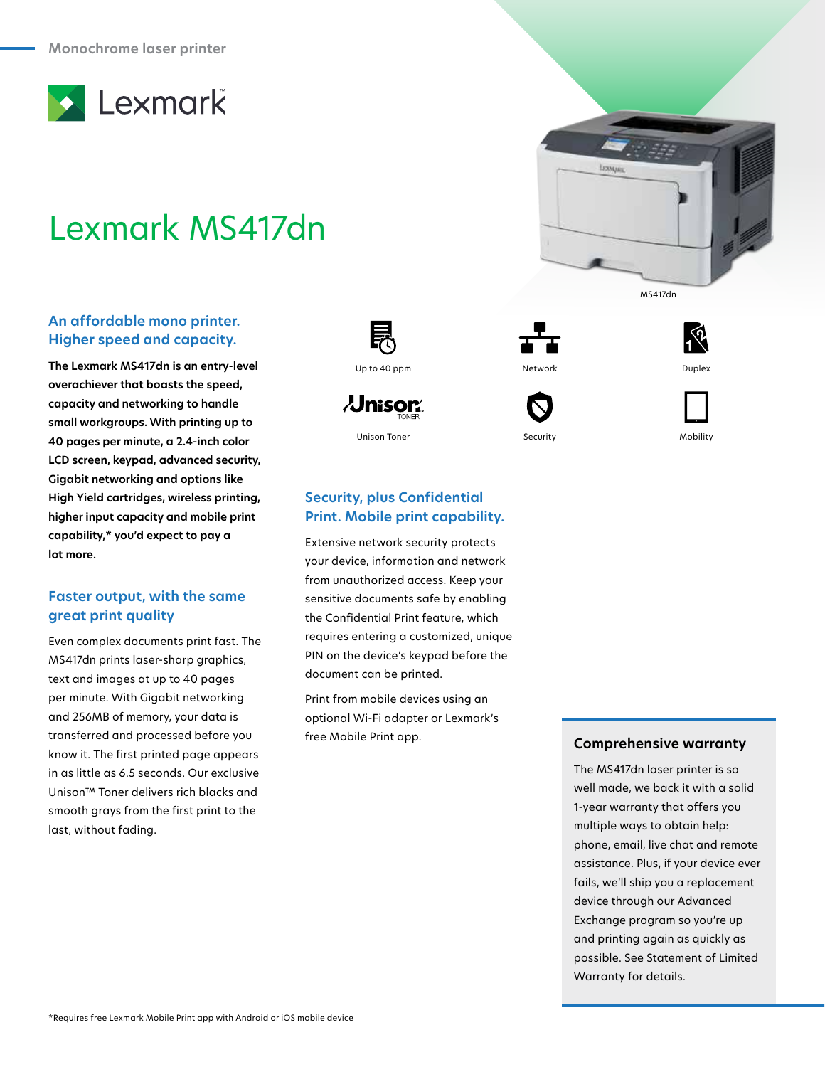Monochrome laser printer

Lexmark

# Lexmark MS417dn

MS417dn

Up to 40 ppm

Network

Duplex

Unison Toner

Security

Mobility

## An affordable mono printer. Higher speed and capacity.

**The Lexmark MS417dn is an entry-level overachiever that boasts the speed, capacity and networking to handle small workgroups. With printing up to 40 pages per minute, a 2.4-inch color LCD screen, keypad, advanced security, Gigabit networking and options like High Yield cartridges, wireless printing, higher input capacity and mobile print capability,* you'd expect to pay a lot more.**

## Faster output, with the same great print quality

Even complex documents print fast. The MS417dn prints laser-sharp graphics, text and images at up to 40 pages per minute. With Gigabit networking and 256MB of memory, your data is transferred and processed before you know it. The first printed page appears in as little as 6.5 seconds. Our exclusive Unison™ Toner delivers rich blacks and smooth grays from the first print to the last, without fading.

## Security, plus Confidential Print. Mobile print capability.

Extensive network security protects your device, information and network from unauthorized access. Keep your sensitive documents safe by enabling the Confidential Print feature, which requires entering a customized, unique PIN on the device's keypad before the document can be printed.

Print from mobile devices using an optional Wi-Fi adapter or Lexmark's free Mobile Print app.

### Comprehensive warranty

The MS417dn laser printer is so well made, we back it with a solid 1-year warranty that offers you multiple ways to obtain help: phone, email, live chat and remote assistance. Plus, if your device ever fails, we'll ship you a replacement device through our Advanced Exchange program so you're up and printing again as quickly as possible. See Statement of Limited Warranty for details.

*Requires free Lexmark Mobile Print app with Android or iOS mobile device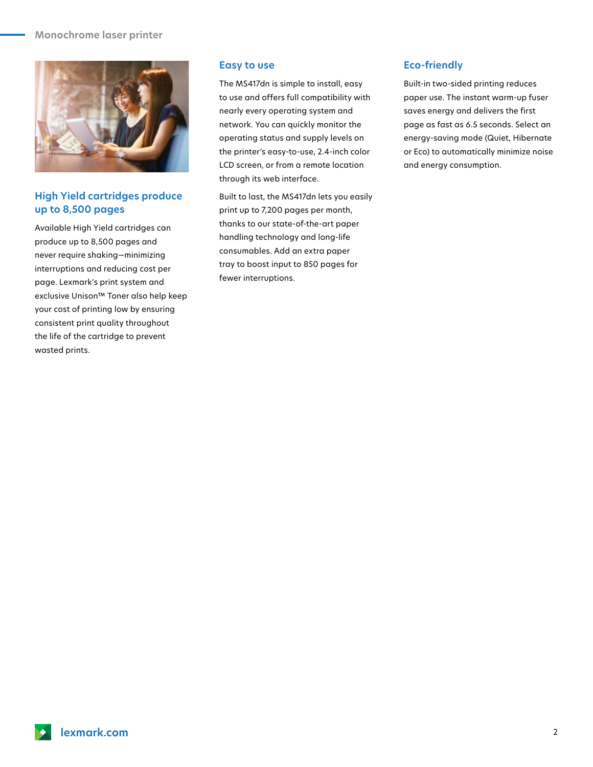## High Yield cartridges produce up to 8,500 pages

Available High Yield cartridges can produce up to 8,500 pages and never require shaking—minimizing interruptions and reducing cost per page. Lexmark's print system and exclusive Unison™ Toner also help keep your cost of printing low by ensuring consistent print quality throughout the life of the cartridge to prevent wasted prints.

## Easy to use

The MS417dn is simple to install, easy to use and offers full compatibility with nearly every operating system and network. You can quickly monitor the operating status and supply levels on the printer's easy-to-use, 2.4-inch color LCD screen, or from a remote location through its web interface.

Built to last, the MS417dn lets you easily print up to 7,200 pages per month, thanks to our state-of-the-art paper handling technology and long-life consumables. Add an extra paper tray to boost input to 850 pages for fewer interruptions.

## Eco-friendly

Built-in two-sided printing reduces paper use. The instant warm-up fuser saves energy and delivers the first page as fast as 6.5 seconds. Select an energy-saving mode (Quiet, Hibernate or Eco) to automatically minimize noise and energy consumption.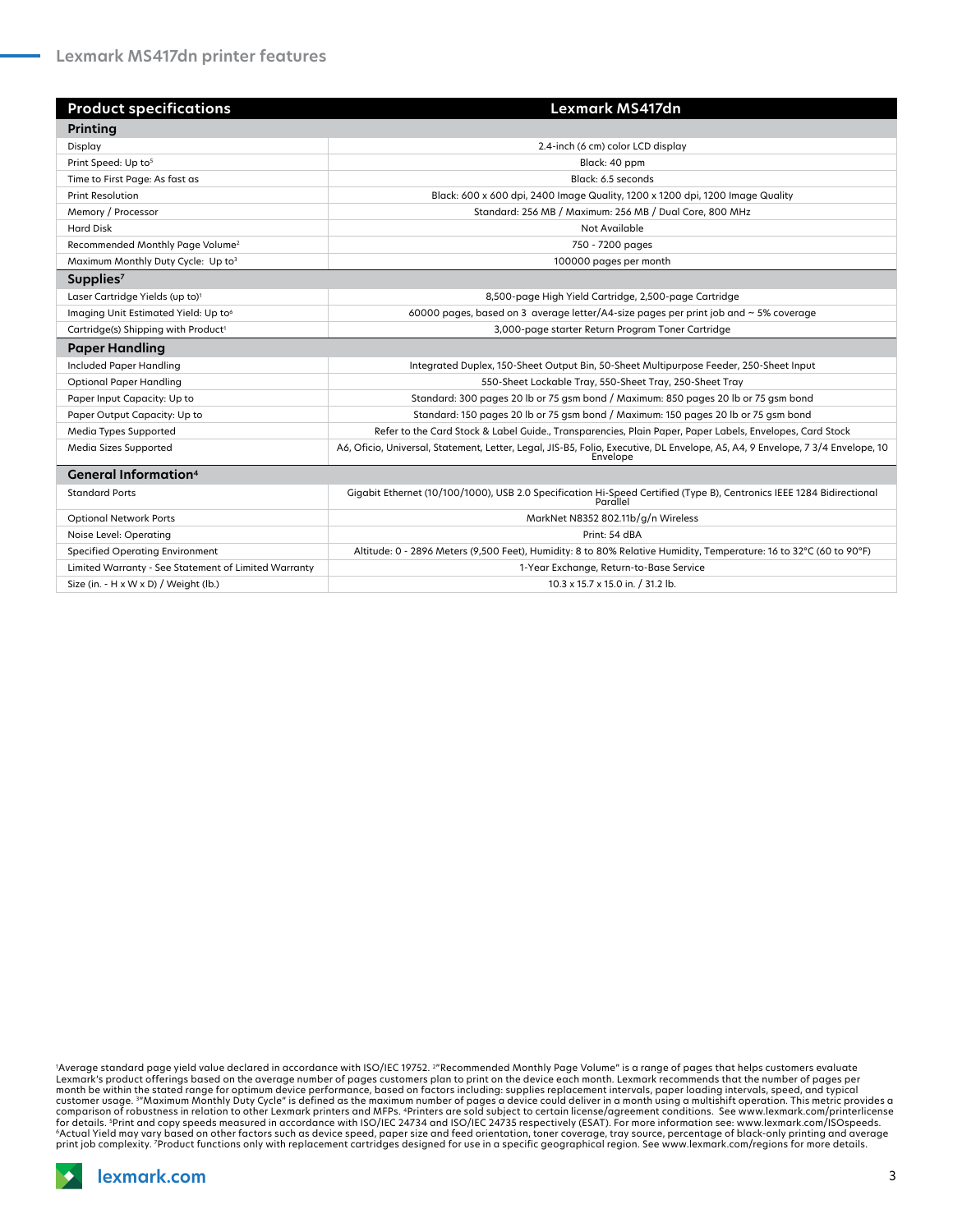## Lexmark MS417dn printer features

| Product specifications | Lexmark MS417dn |
|---|---|
| **Printing** | |
| Display | 2.4-inch (6 cm) color LCD display |
| Print Speed: Up to[5] | Black: 40 ppm |
| Time to First Page: As fast as | Black: 6.5 seconds |
| Print Resolution | Black: 600 x 600 dpi, 2400 Image Quality, 1200 x 1200 dpi, 1200 Image Quality |
| Memory / Processor | Standard: 256 MB / Maximum: 256 MB / Dual Core, 800 MHz |
| Hard Disk | Not Available |
| Recommended Monthly Page Volume[2] | 750 - 7200 pages |
| Maximum Monthly Duty Cycle: Up to[3] | 100000 pages per month |
| **Supplies[7]** | |
| Laser Cartridge Yields (up to)[1] | 8,500-page High Yield Cartridge, 2,500-page Cartridge |
| Imaging Unit Estimated Yield: Up to[6] | 60000 pages, based on 3 average letter/A4-size pages per print job and ~ 5% coverage |
| Cartridge(s) Shipping with Product[1] | 3,000-page starter Return Program Toner Cartridge |
| **Paper Handling** | |
| Included Paper Handling | Integrated Duplex, 150-Sheet Output Bin, 50-Sheet Multipurpose Feeder, 250-Sheet Input |
| Optional Paper Handling | 550-Sheet Lockable Tray, 550-Sheet Tray, 250-Sheet Tray |
| Paper Input Capacity: Up to | Standard: 300 pages 20 lb or 75 gsm bond / Maximum: 850 pages 20 lb or 75 gsm bond |
| Paper Output Capacity: Up to | Standard: 150 pages 20 lb or 75 gsm bond / Maximum: 150 pages 20 lb or 75 gsm bond |
| Media Types Supported | Refer to the Card Stock & Label Guide., Transparencies, Plain Paper, Paper Labels, Envelopes, Card Stock |
| Media Sizes Supported | A6, Oficio, Universal, Statement, Letter, Legal, JIS-B5, Folio, Executive, DL Envelope, A5, A4, 9 Envelope, 7 3/4 Envelope, 10 Envelope |
| **General Information[4]** | |
| Standard Ports | Gigabit Ethernet (10/100/1000), USB 2.0 Specification Hi-Speed Certified (Type B), Centronics IEEE 1284 Bidirectional Parallel |
| Optional Network Ports | MarkNet N8352 802.11b/g/n Wireless |
| Noise Level: Operating | Print: 54 dBA |
| Specified Operating Environment | Altitude: 0 - 2896 Meters (9,500 Feet), Humidity: 8 to 80% Relative Humidity, Temperature: 16 to 32°C (60 to 90°F) |
| Limited Warranty - See Statement of Limited Warranty | 1-Year Exchange, Return-to-Base Service |
| Size (in. - H x W x D) / Weight (lb.) | 10.3 x 15.7 x 15.0 in. / 31.2 lb. |

[1]Average standard page yield value declared in accordance with ISO/IEC 19752. [2]"Recommended Monthly Page Volume" is a range of pages that helps customers evaluate Lexmark's product offerings based on the average number of pages customers plan to print on the device each month. Lexmark recommends that the number of pages per month be within the stated range for optimum device performance, based on factors including: supplies replacement intervals, paper loading intervals, speed, and typical customer usage. [3]"Maximum Monthly Duty Cycle" is defined as the maximum number of pages a device could deliver in a month using a multishift operation. This metric provides a comparison of robustness in relation to other Lexmark printers and MFPs. [4]Printers are sold subject to certain license/agreement conditions. See www.lexmark.com/printerlicense for details. [5]Print and copy speeds measured in accordance with ISO/IEC 24734 and ISO/IEC 24735 respectively (ESAT). For more information see: www.lexmark.com/ISOspeeds. [6]Actual Yield may vary based on other factors such as device speed, paper size and feed orientation, toner coverage, tray source, percentage of black-only printing and average print job complexity. [7]Product functions only with replacement cartridges designed for use in a specific geographical region. See www.lexmark.com/regions for more details.

lexmark.com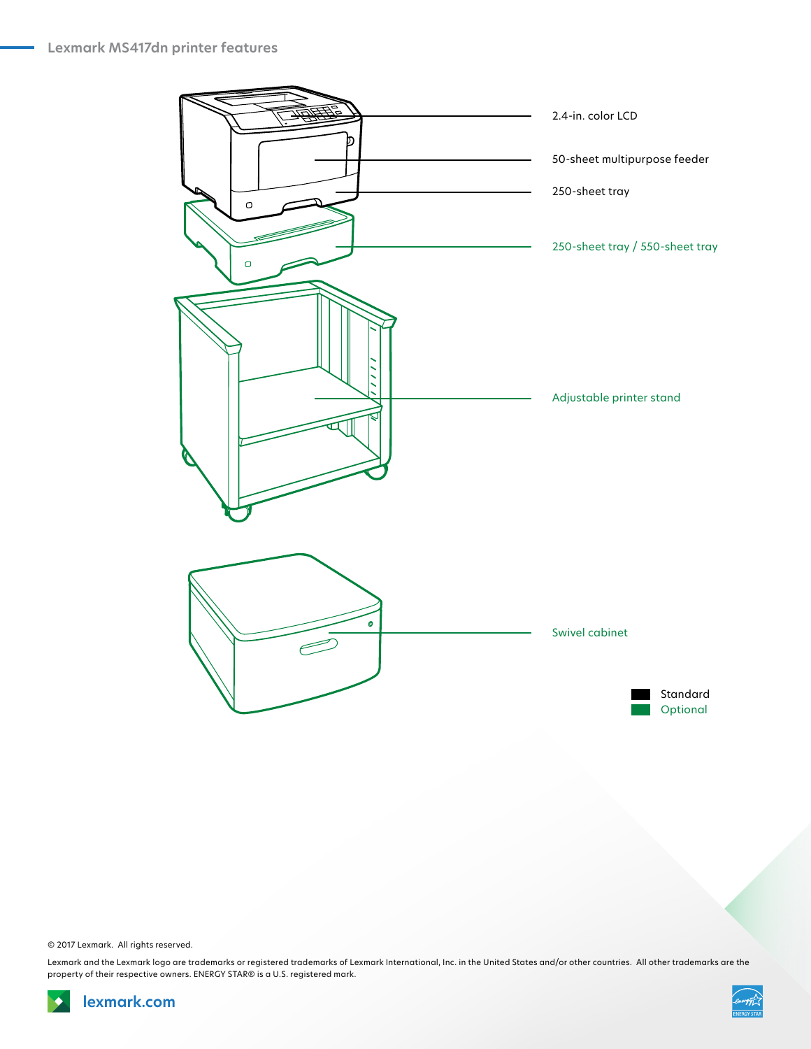## Lexmark MS417dn printer features

2.4-in. color LCD

50-sheet multipurpose feeder

250-sheet tray

250-sheet tray / 550-sheet tray

Adjustable printer stand

Swivel cabinet

Standard

Optional

© 2017 Lexmark. All rights reserved.

Lexmark and the Lexmark logo are trademarks or registered trademarks of Lexmark International, Inc. in the United States and/or other countries. All other trademarks are the property of their respective owners. ENERGY STAR® is a U.S. registered mark.

lexmark.com